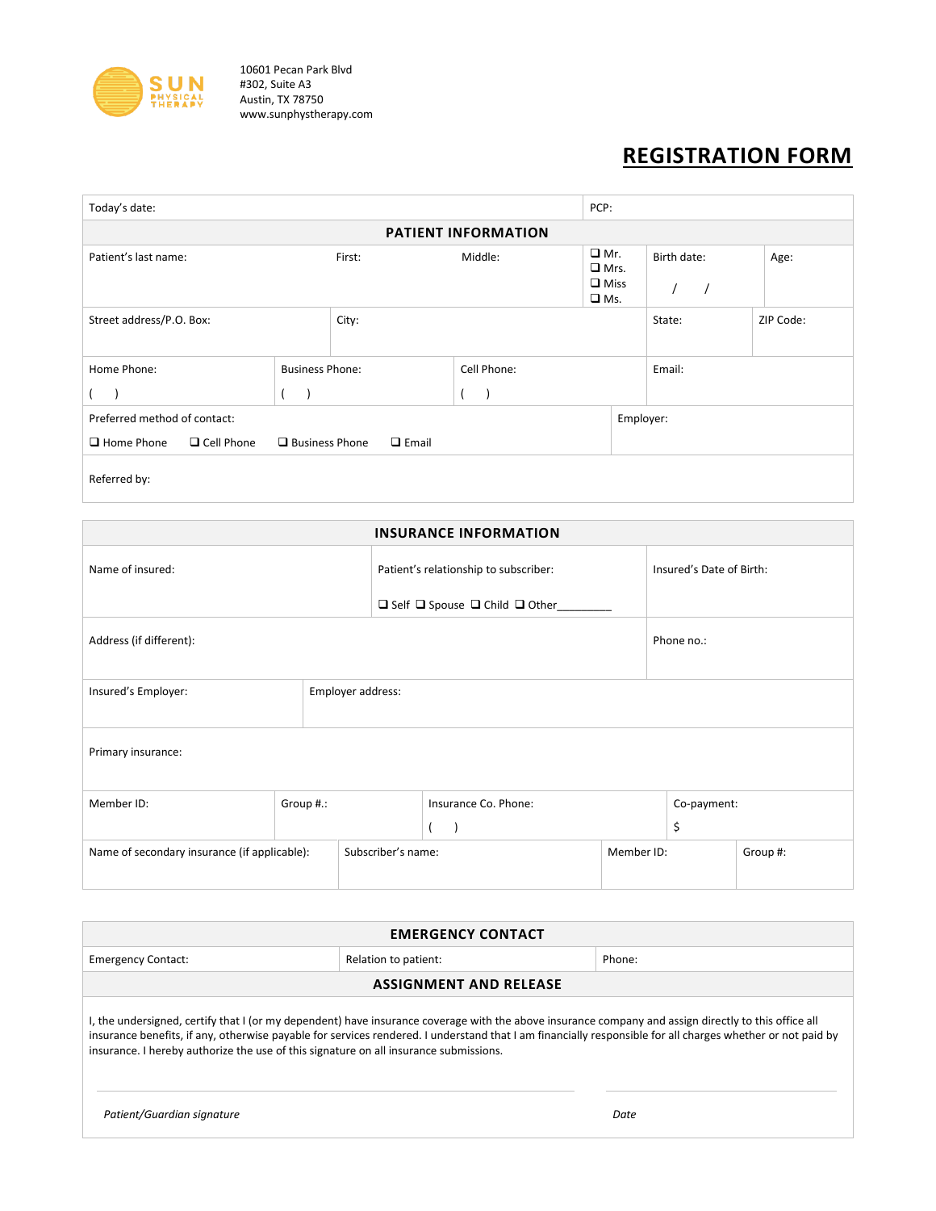SUN PHYSICAL THERAPY

10601 Pecan Park Blvd
#302, Suite A3
Austin, TX 78750
www.sunphystherapy.com

# REGISTRATION FORM

| Today's date: | PCP: |
|---|---|

## PATIENT INFORMATION

| Patient's last name: | First: | Middle: | ❑ Mr. ❑ Mrs. ❑ Miss ❑ Ms. | Birth date: / / | Age: |
|---|---|---|---|---|---|

| Street address/P.O. Box: | City: | State: | ZIP Code: |
|---|---|---|---|

| Home Phone: ( ) | Business Phone: ( ) | Cell Phone: ( ) | Email: |
|---|---|---|---|

| Preferred method of contact: ❑ Home Phone ❑ Cell Phone ❑ Business Phone ❑ Email | Employer: |
|---|---|

Referred by:

## INSURANCE INFORMATION

| Name of insured: | Patient's relationship to subscriber: ❑ Self ❑ Spouse ❑ Child ❑ Other_________ | Insured's Date of Birth: |
|---|---|---|

| Address (if different): | Phone no.: |
|---|---|

| Insured's Employer: | Employer address: |
|---|---|

Primary insurance:

| Member ID: | Group #.: | Insurance Co. Phone: ( ) | Co-payment: $ |
|---|---|---|---|

| Name of secondary insurance (if applicable): | Subscriber's name: | Member ID: | Group #: |
|---|---|---|---|

## EMERGENCY CONTACT

| Emergency Contact: | Relation to patient: | Phone: |
|---|---|---|

## ASSIGNMENT AND RELEASE

I, the undersigned, certify that I (or my dependent) have insurance coverage with the above insurance company and assign directly to this office all insurance benefits, if any, otherwise payable for services rendered. I understand that I am financially responsible for all charges whether or not paid by insurance. I hereby authorize the use of this signature on all insurance submissions.

_________________________________________ _______________________

*Patient/Guardian signature* *Date*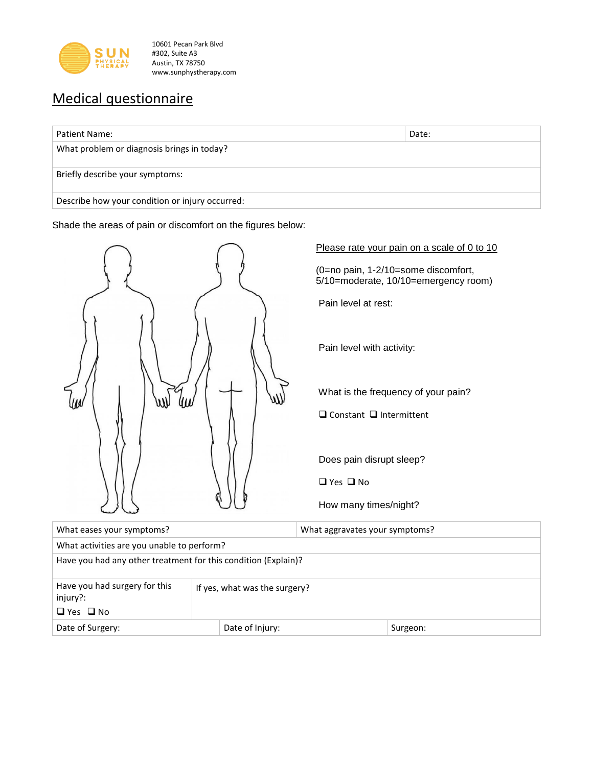10601 Pecan Park Blvd
#302, Suite A3
Austin, TX 78750
www.sunphystherapy.com

# Medical questionnaire

| Patient Name: | Date: |
|---|---|
| What problem or diagnosis brings in today? | |
| Briefly describe your symptoms: | |
| Describe how your condition or injury occurred: | |

Shade the areas of pain or discomfort on the figures below:

Please rate your pain on a scale of 0 to 10

(0=no pain, 1-2/10=some discomfort, 5/10=moderate, 10/10=emergency room)

Pain level at rest:

Pain level with activity:

What is the frequency of your pain?

❑ Constant ❑ Intermittent

Does pain disrupt sleep?

❑ Yes ❑ No

How many times/night?

| What eases your symptoms? | | What aggravates your symptoms? |
|---|---|---|
| What activities are you unable to perform? | | |
| Have you had any other treatment for this condition (Explain)? | | |
| Have you had surgery for this injury?: ❑ Yes ❑ No | If yes, what was the surgery? | |
| Date of Surgery: | Date of Injury: | Surgeon: |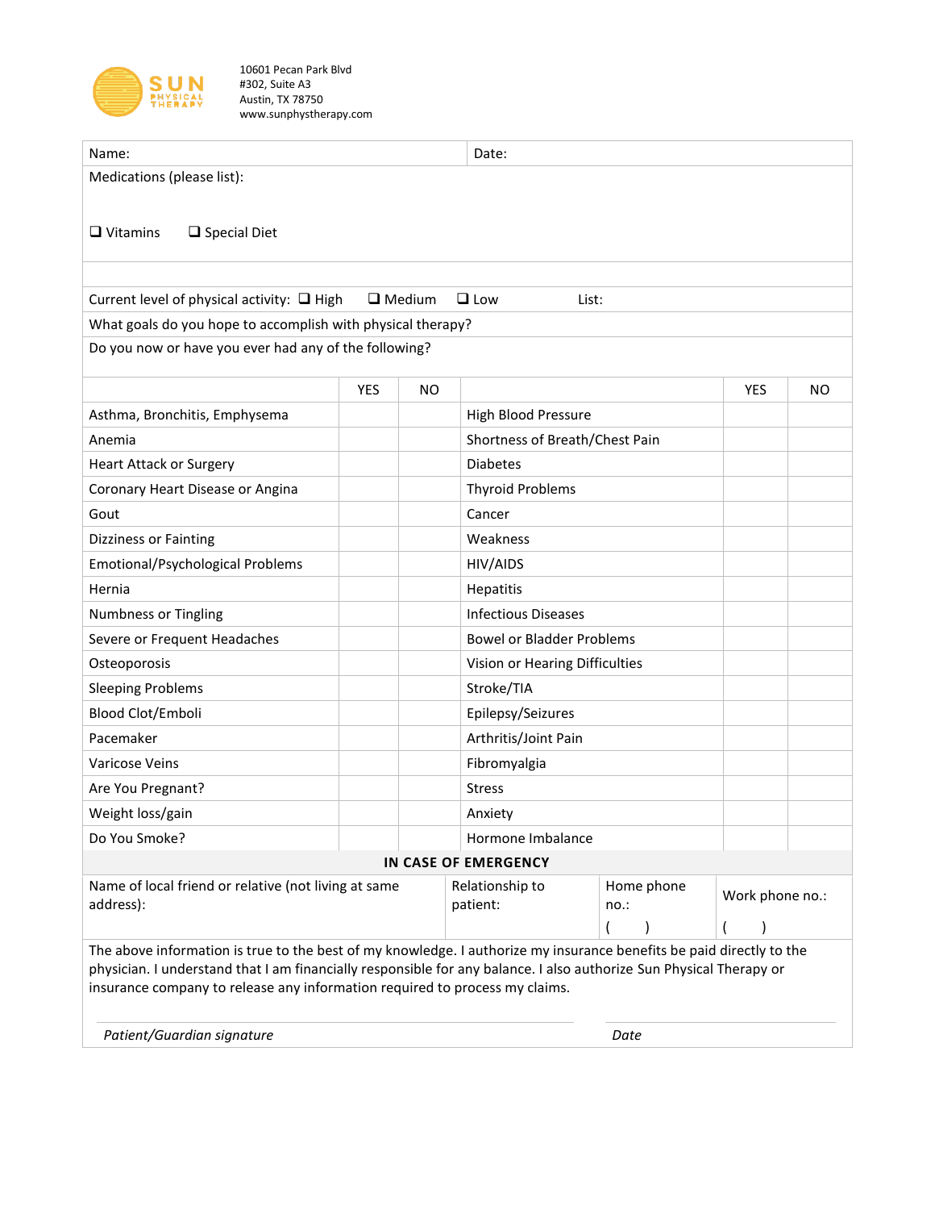**SUN PHYSICAL THERAPY**

10601 Pecan Park Blvd
#302, Suite A3
Austin, TX 78750
www.sunphystherapy.com

| Name: | Date: |
|---|---|

Medications (please list):

❑ Vitamins ❑ Special Diet

Current level of physical activity: ❑ High ❑ Medium ❑ Low List:

What goals do you hope to accomplish with physical therapy?

Do you now or have you ever had any of the following?

| | YES | NO | | YES | NO |
|---|---|---|---|---|---|
| Asthma, Bronchitis, Emphysema | | | High Blood Pressure | | |
| Anemia | | | Shortness of Breath/Chest Pain | | |
| Heart Attack or Surgery | | | Diabetes | | |
| Coronary Heart Disease or Angina | | | Thyroid Problems | | |
| Gout | | | Cancer | | |
| Dizziness or Fainting | | | Weakness | | |
| Emotional/Psychological Problems | | | HIV/AIDS | | |
| Hernia | | | Hepatitis | | |
| Numbness or Tingling | | | Infectious Diseases | | |
| Severe or Frequent Headaches | | | Bowel or Bladder Problems | | |
| Osteoporosis | | | Vision or Hearing Difficulties | | |
| Sleeping Problems | | | Stroke/TIA | | |
| Blood Clot/Emboli | | | Epilepsy/Seizures | | |
| Pacemaker | | | Arthritis/Joint Pain | | |
| Varicose Veins | | | Fibromyalgia | | |
| Are You Pregnant? | | | Stress | | |
| Weight loss/gain | | | Anxiety | | |
| Do You Smoke? | | | Hormone Imbalance | | |

**IN CASE OF EMERGENCY**

| Name of local friend or relative (not living at same address): | Relationship to patient: | Home phone no.: ( ) | Work phone no.: ( ) |
|---|---|---|---|

The above information is true to the best of my knowledge. I authorize my insurance benefits be paid directly to the physician. I understand that I am financially responsible for any balance. I also authorize Sun Physical Therapy or insurance company to release any information required to process my claims.

*Patient/Guardian signature* *Date*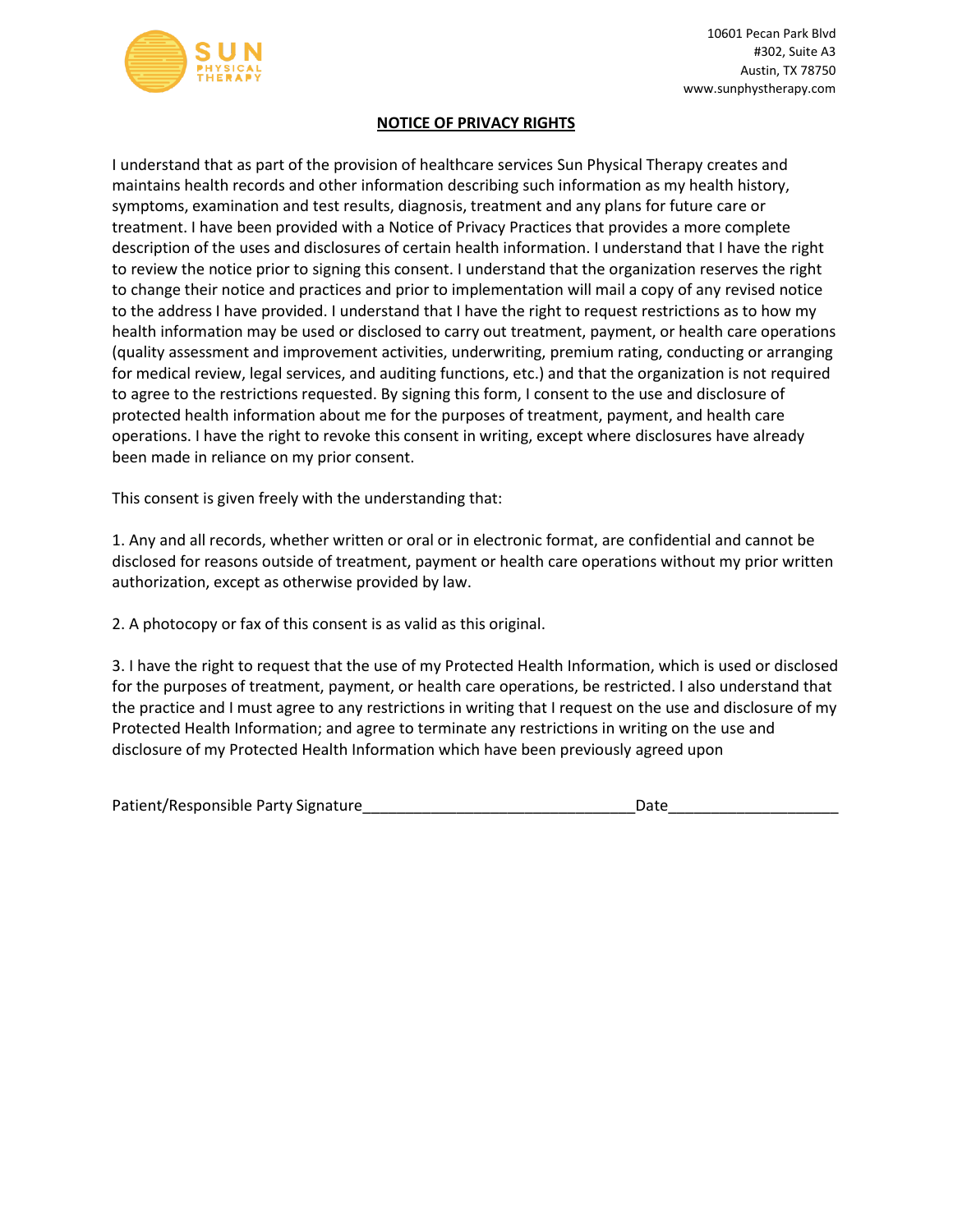SUN PHYSICAL THERAPY

10601 Pecan Park Blvd
#302, Suite A3
Austin, TX 78750
www.sunphystherapy.com

## NOTICE OF PRIVACY RIGHTS

I understand that as part of the provision of healthcare services Sun Physical Therapy creates and maintains health records and other information describing such information as my health history, symptoms, examination and test results, diagnosis, treatment and any plans for future care or treatment. I have been provided with a Notice of Privacy Practices that provides a more complete description of the uses and disclosures of certain health information. I understand that I have the right to review the notice prior to signing this consent. I understand that the organization reserves the right to change their notice and practices and prior to implementation will mail a copy of any revised notice to the address I have provided. I understand that I have the right to request restrictions as to how my health information may be used or disclosed to carry out treatment, payment, or health care operations (quality assessment and improvement activities, underwriting, premium rating, conducting or arranging for medical review, legal services, and auditing functions, etc.) and that the organization is not required to agree to the restrictions requested. By signing this form, I consent to the use and disclosure of protected health information about me for the purposes of treatment, payment, and health care operations. I have the right to revoke this consent in writing, except where disclosures have already been made in reliance on my prior consent.

This consent is given freely with the understanding that:

1. Any and all records, whether written or oral or in electronic format, are confidential and cannot be disclosed for reasons outside of treatment, payment or health care operations without my prior written authorization, except as otherwise provided by law.

2. A photocopy or fax of this consent is as valid as this original.

3. I have the right to request that the use of my Protected Health Information, which is used or disclosed for the purposes of treatment, payment, or health care operations, be restricted. I also understand that the practice and I must agree to any restrictions in writing that I request on the use and disclosure of my Protected Health Information; and agree to terminate any restrictions in writing on the use and disclosure of my Protected Health Information which have been previously agreed upon

Patient/Responsible Party Signature_______________________________Date___________________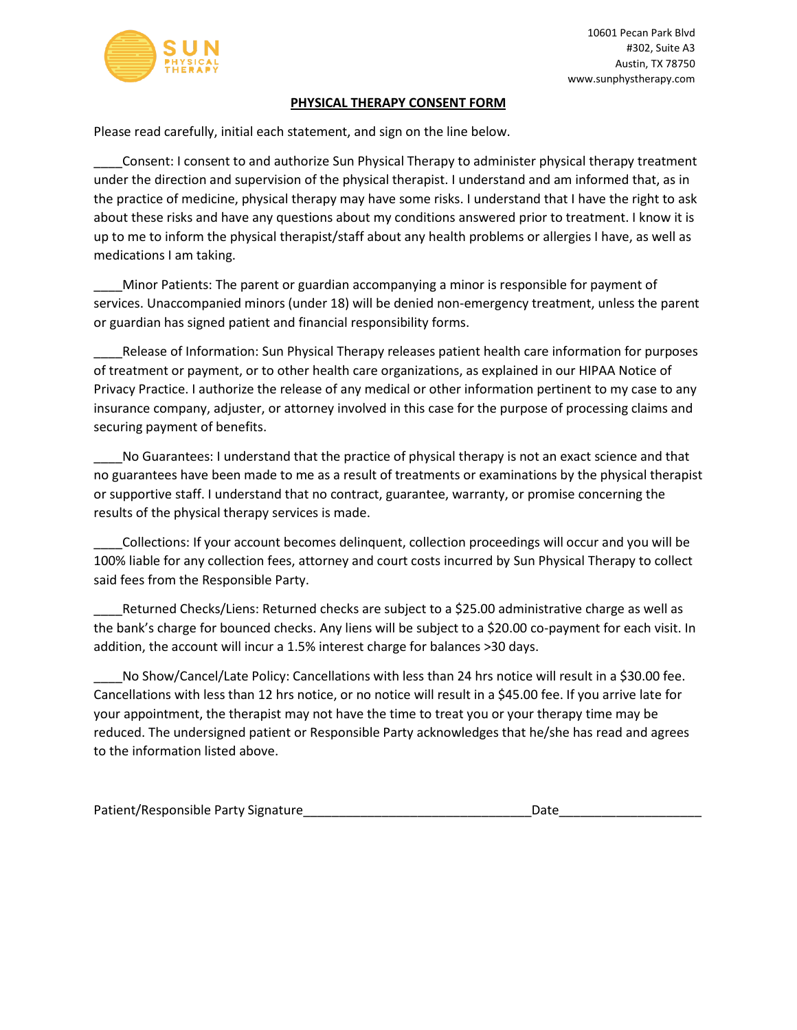10601 Pecan Park Blvd
#302, Suite A3
Austin, TX 78750
www.sunphystherapy.com

## PHYSICAL THERAPY CONSENT FORM

Please read carefully, initial each statement, and sign on the line below.

____Consent: I consent to and authorize Sun Physical Therapy to administer physical therapy treatment under the direction and supervision of the physical therapist. I understand and am informed that, as in the practice of medicine, physical therapy may have some risks. I understand that I have the right to ask about these risks and have any questions about my conditions answered prior to treatment. I know it is up to me to inform the physical therapist/staff about any health problems or allergies I have, as well as medications I am taking.

____Minor Patients: The parent or guardian accompanying a minor is responsible for payment of services. Unaccompanied minors (under 18) will be denied non-emergency treatment, unless the parent or guardian has signed patient and financial responsibility forms.

____Release of Information: Sun Physical Therapy releases patient health care information for purposes of treatment or payment, or to other health care organizations, as explained in our HIPAA Notice of Privacy Practice. I authorize the release of any medical or other information pertinent to my case to any insurance company, adjuster, or attorney involved in this case for the purpose of processing claims and securing payment of benefits.

____No Guarantees: I understand that the practice of physical therapy is not an exact science and that no guarantees have been made to me as a result of treatments or examinations by the physical therapist or supportive staff. I understand that no contract, guarantee, warranty, or promise concerning the results of the physical therapy services is made.

____Collections: If your account becomes delinquent, collection proceedings will occur and you will be 100% liable for any collection fees, attorney and court costs incurred by Sun Physical Therapy to collect said fees from the Responsible Party.

____Returned Checks/Liens: Returned checks are subject to a $25.00 administrative charge as well as the bank's charge for bounced checks. Any liens will be subject to a $20.00 co-payment for each visit. In addition, the account will incur a 1.5% interest charge for balances >30 days.

____No Show/Cancel/Late Policy: Cancellations with less than 24 hrs notice will result in a $30.00 fee. Cancellations with less than 12 hrs notice, or no notice will result in a $45.00 fee. If you arrive late for your appointment, the therapist may not have the time to treat you or your therapy time may be reduced. The undersigned patient or Responsible Party acknowledges that he/she has read and agrees to the information listed above.

Patient/Responsible Party Signature________________________________Date____________________